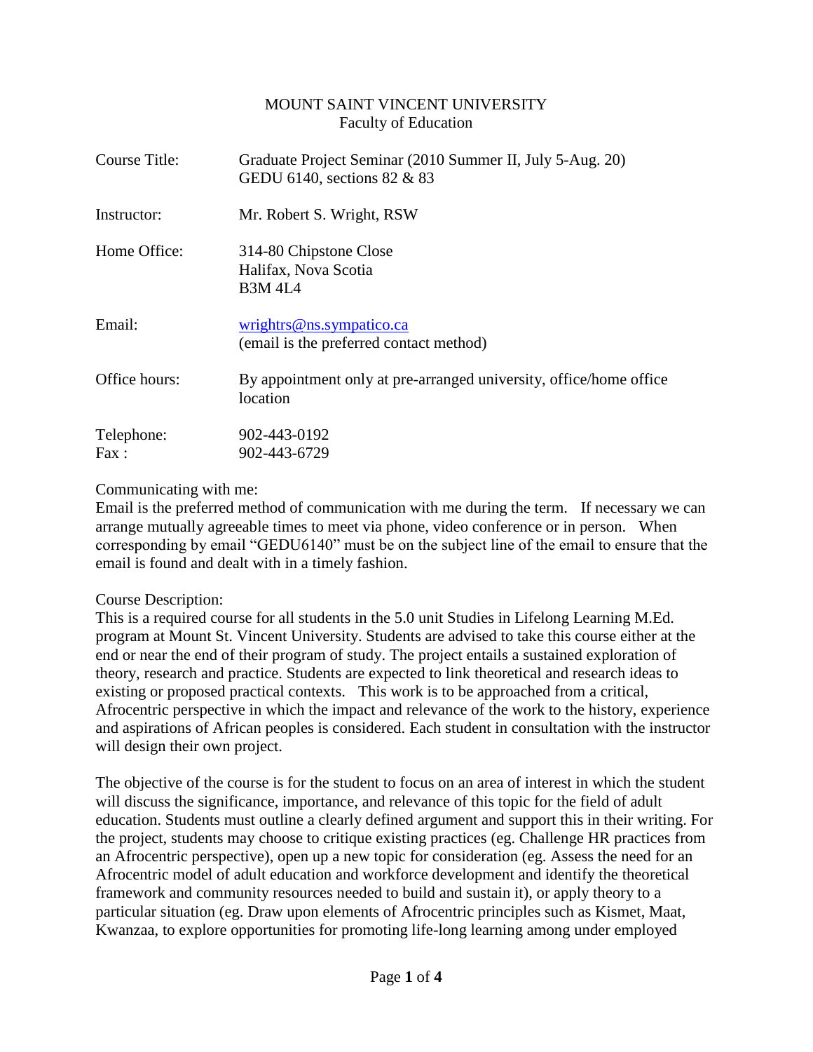MOUNT SAINT VINCENT UNIVERSITY
Faculty of Education

| | |
|---|---|
| Course Title: | Graduate Project Seminar (2010 Summer II, July 5-Aug. 20) GEDU 6140, sections 82 & 83 |
| Instructor: | Mr. Robert S. Wright, RSW |
| Home Office: | 314-80 Chipstone Close<br>Halifax, Nova Scotia<br>B3M 4L4 |
| Email: | wrightrs@ns.sympatico.ca<br>(email is the preferred contact method) |
| Office hours: | By appointment only at pre-arranged university, office/home office location |
| Telephone:<br>Fax : | 902-443-0192<br>902-443-6729 |

Communicating with me:
Email is the preferred method of communication with me during the term. If necessary we can arrange mutually agreeable times to meet via phone, video conference or in person. When corresponding by email "GEDU6140" must be on the subject line of the email to ensure that the email is found and dealt with in a timely fashion.

Course Description:
This is a required course for all students in the 5.0 unit Studies in Lifelong Learning M.Ed. program at Mount St. Vincent University. Students are advised to take this course either at the end or near the end of their program of study. The project entails a sustained exploration of theory, research and practice. Students are expected to link theoretical and research ideas to existing or proposed practical contexts. This work is to be approached from a critical, Afrocentric perspective in which the impact and relevance of the work to the history, experience and aspirations of African peoples is considered. Each student in consultation with the instructor will design their own project.

The objective of the course is for the student to focus on an area of interest in which the student will discuss the significance, importance, and relevance of this topic for the field of adult education. Students must outline a clearly defined argument and support this in their writing. For the project, students may choose to critique existing practices (eg. Challenge HR practices from an Afrocentric perspective), open up a new topic for consideration (eg. Assess the need for an Afrocentric model of adult education and workforce development and identify the theoretical framework and community resources needed to build and sustain it), or apply theory to a particular situation (eg. Draw upon elements of Afrocentric principles such as Kismet, Maat, Kwanzaa, to explore opportunities for promoting life-long learning among under employed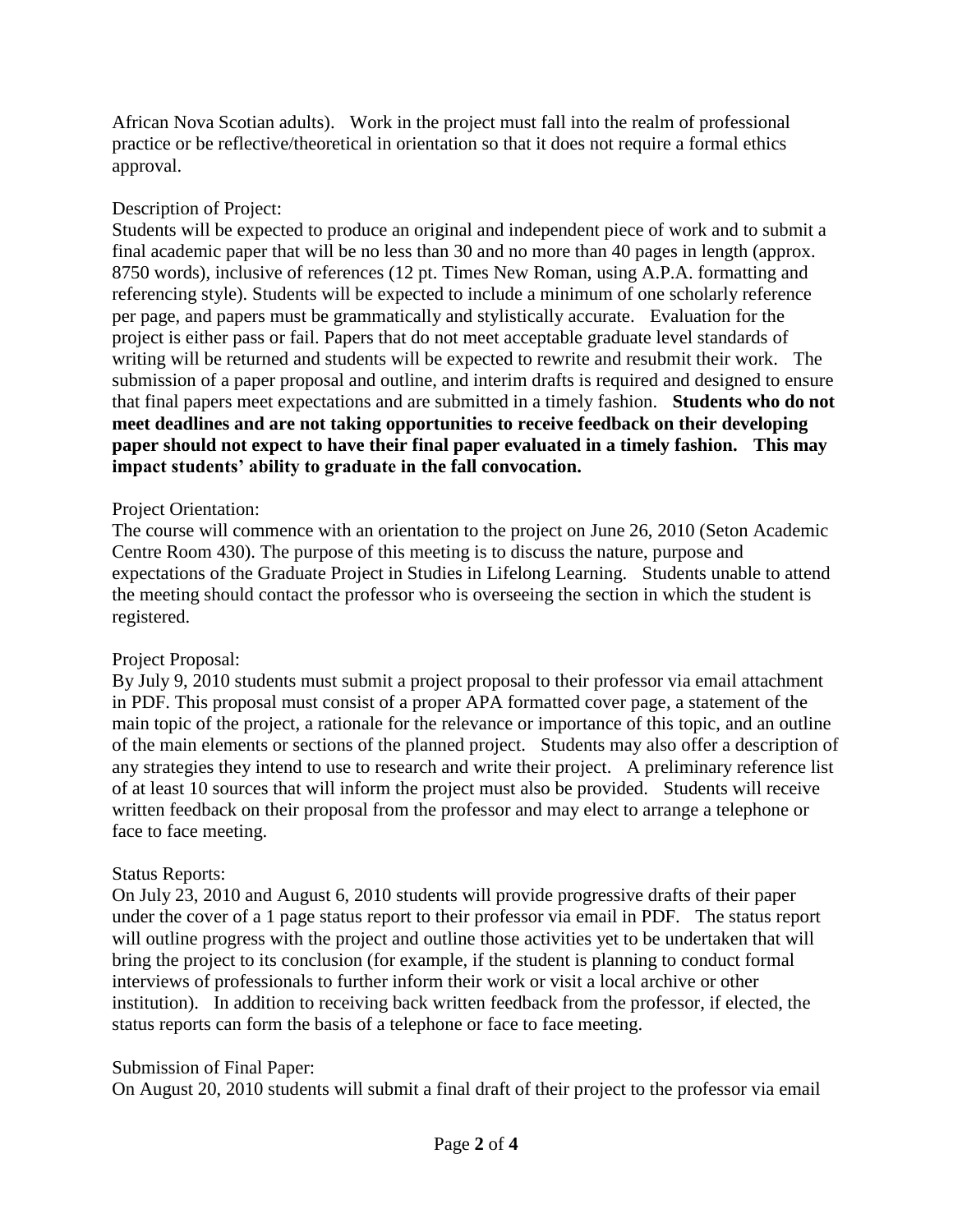African Nova Scotian adults). Work in the project must fall into the realm of professional practice or be reflective/theoretical in orientation so that it does not require a formal ethics approval.

Description of Project:
Students will be expected to produce an original and independent piece of work and to submit a final academic paper that will be no less than 30 and no more than 40 pages in length (approx. 8750 words), inclusive of references (12 pt. Times New Roman, using A.P.A. formatting and referencing style). Students will be expected to include a minimum of one scholarly reference per page, and papers must be grammatically and stylistically accurate. Evaluation for the project is either pass or fail. Papers that do not meet acceptable graduate level standards of writing will be returned and students will be expected to rewrite and resubmit their work. The submission of a paper proposal and outline, and interim drafts is required and designed to ensure that final papers meet expectations and are submitted in a timely fashion. **Students who do not meet deadlines and are not taking opportunities to receive feedback on their developing paper should not expect to have their final paper evaluated in a timely fashion. This may impact students' ability to graduate in the fall convocation.**

Project Orientation:
The course will commence with an orientation to the project on June 26, 2010 (Seton Academic Centre Room 430). The purpose of this meeting is to discuss the nature, purpose and expectations of the Graduate Project in Studies in Lifelong Learning. Students unable to attend the meeting should contact the professor who is overseeing the section in which the student is registered.

Project Proposal:
By July 9, 2010 students must submit a project proposal to their professor via email attachment in PDF. This proposal must consist of a proper APA formatted cover page, a statement of the main topic of the project, a rationale for the relevance or importance of this topic, and an outline of the main elements or sections of the planned project. Students may also offer a description of any strategies they intend to use to research and write their project. A preliminary reference list of at least 10 sources that will inform the project must also be provided. Students will receive written feedback on their proposal from the professor and may elect to arrange a telephone or face to face meeting.

Status Reports:
On July 23, 2010 and August 6, 2010 students will provide progressive drafts of their paper under the cover of a 1 page status report to their professor via email in PDF. The status report will outline progress with the project and outline those activities yet to be undertaken that will bring the project to its conclusion (for example, if the student is planning to conduct formal interviews of professionals to further inform their work or visit a local archive or other institution). In addition to receiving back written feedback from the professor, if elected, the status reports can form the basis of a telephone or face to face meeting.

Submission of Final Paper:
On August 20, 2010 students will submit a final draft of their project to the professor via email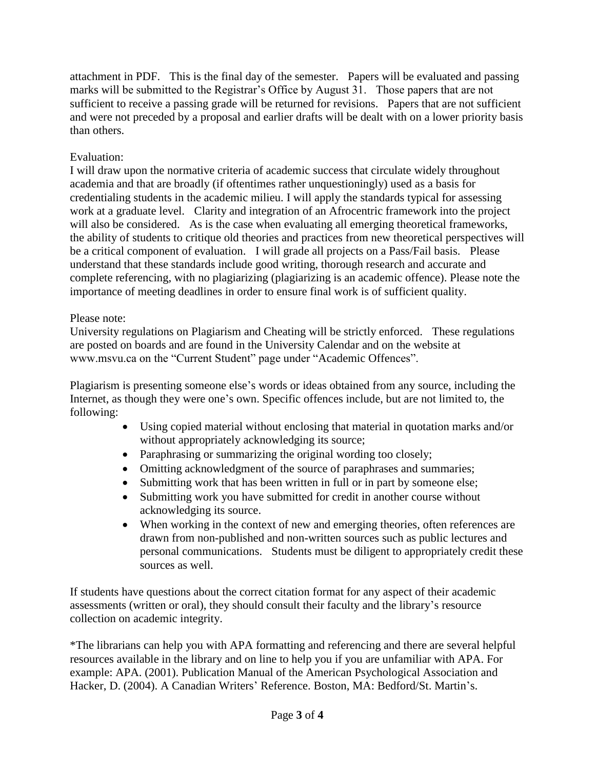attachment in PDF. This is the final day of the semester. Papers will be evaluated and passing marks will be submitted to the Registrar's Office by August 31. Those papers that are not sufficient to receive a passing grade will be returned for revisions. Papers that are not sufficient and were not preceded by a proposal and earlier drafts will be dealt with on a lower priority basis than others.

Evaluation:
I will draw upon the normative criteria of academic success that circulate widely throughout academia and that are broadly (if oftentimes rather unquestioningly) used as a basis for credentialing students in the academic milieu. I will apply the standards typical for assessing work at a graduate level. Clarity and integration of an Afrocentric framework into the project will also be considered. As is the case when evaluating all emerging theoretical frameworks, the ability of students to critique old theories and practices from new theoretical perspectives will be a critical component of evaluation. I will grade all projects on a Pass/Fail basis. Please understand that these standards include good writing, thorough research and accurate and complete referencing, with no plagiarizing (plagiarizing is an academic offence). Please note the importance of meeting deadlines in order to ensure final work is of sufficient quality.

Please note:
University regulations on Plagiarism and Cheating will be strictly enforced. These regulations are posted on boards and are found in the University Calendar and on the website at www.msvu.ca on the "Current Student" page under "Academic Offences".

Plagiarism is presenting someone else's words or ideas obtained from any source, including the Internet, as though they were one's own. Specific offences include, but are not limited to, the following:

- Using copied material without enclosing that material in quotation marks and/or without appropriately acknowledging its source;
- Paraphrasing or summarizing the original wording too closely;
- Omitting acknowledgment of the source of paraphrases and summaries;
- Submitting work that has been written in full or in part by someone else;
- Submitting work you have submitted for credit in another course without acknowledging its source.
- When working in the context of new and emerging theories, often references are drawn from non-published and non-written sources such as public lectures and personal communications. Students must be diligent to appropriately credit these sources as well.

If students have questions about the correct citation format for any aspect of their academic assessments (written or oral), they should consult their faculty and the library's resource collection on academic integrity.

*The librarians can help you with APA formatting and referencing and there are several helpful resources available in the library and on line to help you if you are unfamiliar with APA. For example: APA. (2001). Publication Manual of the American Psychological Association and Hacker, D. (2004). A Canadian Writers' Reference. Boston, MA: Bedford/St. Martin's.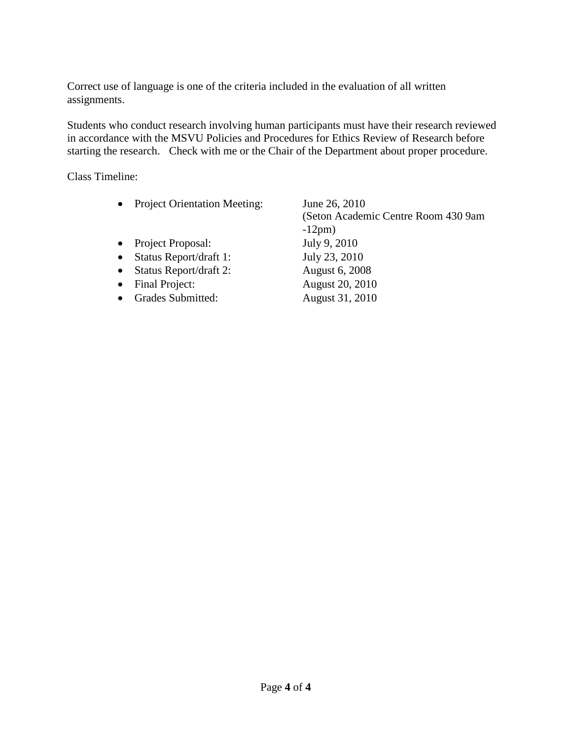Correct use of language is one of the criteria included in the evaluation of all written assignments.

Students who conduct research involving human participants must have their research reviewed in accordance with the MSVU Policies and Procedures for Ethics Review of Research before starting the research. Check with me or the Chair of the Department about proper procedure.

Class Timeline:

- Project Orientation Meeting: June 26, 2010 (Seton Academic Centre Room 430 9am -12pm)
- Project Proposal: July 9, 2010
- Status Report/draft 1: July 23, 2010
- Status Report/draft 2: August 6, 2008
- Final Project: August 20, 2010
- Grades Submitted: August 31, 2010